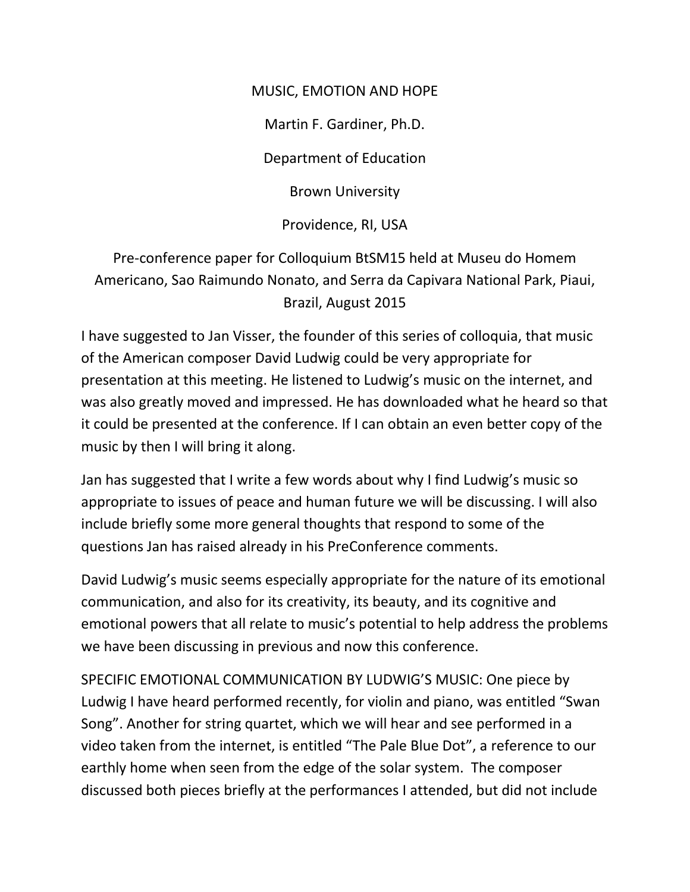# MUSIC, EMOTION AND HOPE

Martin F. Gardiner, Ph.D.

Department of Education

Brown University

Providence, RI, USA

Pre-conference paper for Colloquium BtSM15 held at Museu do Homem Americano, Sao Raimundo Nonato, and Serra da Capivara National Park, Piaui, Brazil, August 2015

I have suggested to Jan Visser, the founder of this series of colloquia, that music of the American composer David Ludwig could be very appropriate for presentation at this meeting. He listened to Ludwig's music on the internet, and was also greatly moved and impressed. He has downloaded what he heard so that it could be presented at the conference. If I can obtain an even better copy of the music by then I will bring it along.

Jan has suggested that I write a few words about why I find Ludwig's music so appropriate to issues of peace and human future we will be discussing. I will also include briefly some more general thoughts that respond to some of the questions Jan has raised already in his PreConference comments.

David Ludwig's music seems especially appropriate for the nature of its emotional communication, and also for its creativity, its beauty, and its cognitive and emotional powers that all relate to music's potential to help address the problems we have been discussing in previous and now this conference.

SPECIFIC EMOTIONAL COMMUNICATION BY LUDWIG'S MUSIC: One piece by Ludwig I have heard performed recently, for violin and piano, was entitled "Swan Song". Another for string quartet, which we will hear and see performed in a video taken from the internet, is entitled "The Pale Blue Dot", a reference to our earthly home when seen from the edge of the solar system. The composer discussed both pieces briefly at the performances I attended, but did not include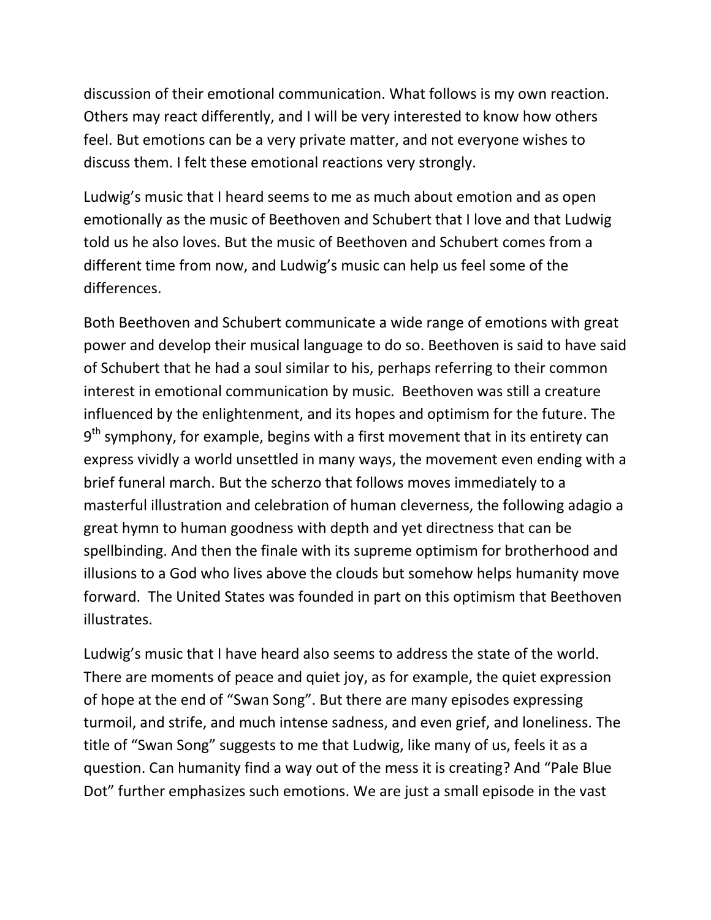discussion of their emotional communication. What follows is my own reaction. Others may react differently, and I will be very interested to know how others feel. But emotions can be a very private matter, and not everyone wishes to discuss them. I felt these emotional reactions very strongly.

Ludwig's music that I heard seems to me as much about emotion and as open emotionally as the music of Beethoven and Schubert that I love and that Ludwig told us he also loves. But the music of Beethoven and Schubert comes from a different time from now, and Ludwig's music can help us feel some of the differences.

Both Beethoven and Schubert communicate a wide range of emotions with great power and develop their musical language to do so. Beethoven is said to have said of Schubert that he had a soul similar to his, perhaps referring to their common interest in emotional communication by music. Beethoven was still a creature influenced by the enlightenment, and its hopes and optimism for the future. The 9th symphony, for example, begins with a first movement that in its entirety can express vividly a world unsettled in many ways, the movement even ending with a brief funeral march. But the scherzo that follows moves immediately to a masterful illustration and celebration of human cleverness, the following adagio a great hymn to human goodness with depth and yet directness that can be spellbinding. And then the finale with its supreme optimism for brotherhood and illusions to a God who lives above the clouds but somehow helps humanity move forward. The United States was founded in part on this optimism that Beethoven illustrates.

Ludwig's music that I have heard also seems to address the state of the world. There are moments of peace and quiet joy, as for example, the quiet expression of hope at the end of "Swan Song". But there are many episodes expressing turmoil, and strife, and much intense sadness, and even grief, and loneliness. The title of "Swan Song" suggests to me that Ludwig, like many of us, feels it as a question. Can humanity find a way out of the mess it is creating? And "Pale Blue Dot" further emphasizes such emotions. We are just a small episode in the vast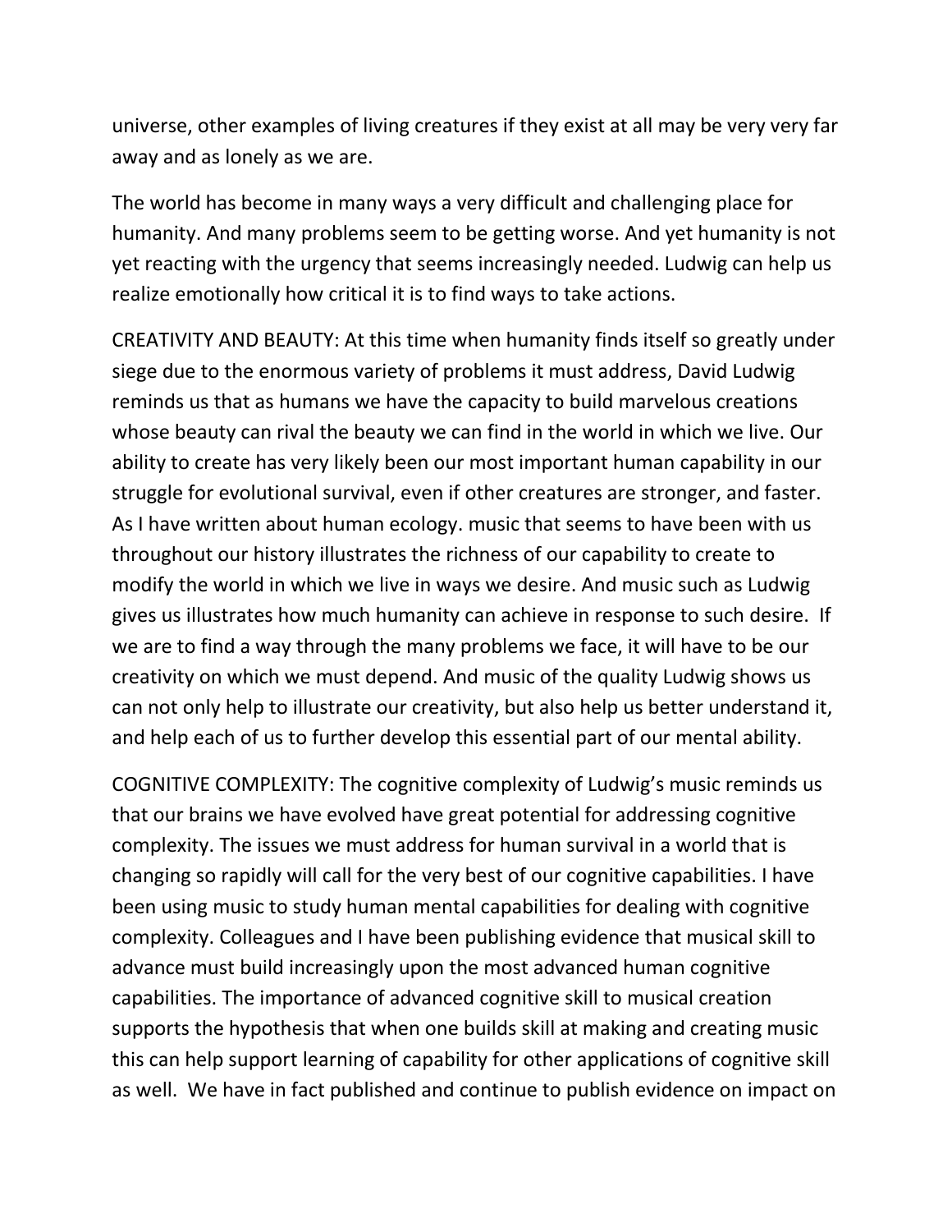universe, other examples of living creatures if they exist at all may be very very far away and as lonely as we are.

The world has become in many ways a very difficult and challenging place for humanity. And many problems seem to be getting worse. And yet humanity is not yet reacting with the urgency that seems increasingly needed. Ludwig can help us realize emotionally how critical it is to find ways to take actions.

CREATIVITY AND BEAUTY: At this time when humanity finds itself so greatly under siege due to the enormous variety of problems it must address, David Ludwig reminds us that as humans we have the capacity to build marvelous creations whose beauty can rival the beauty we can find in the world in which we live. Our ability to create has very likely been our most important human capability in our struggle for evolutional survival, even if other creatures are stronger, and faster. As I have written about human ecology. music that seems to have been with us throughout our history illustrates the richness of our capability to create to modify the world in which we live in ways we desire. And music such as Ludwig gives us illustrates how much humanity can achieve in response to such desire. If we are to find a way through the many problems we face, it will have to be our creativity on which we must depend. And music of the quality Ludwig shows us can not only help to illustrate our creativity, but also help us better understand it, and help each of us to further develop this essential part of our mental ability.

COGNITIVE COMPLEXITY: The cognitive complexity of Ludwig's music reminds us that our brains we have evolved have great potential for addressing cognitive complexity. The issues we must address for human survival in a world that is changing so rapidly will call for the very best of our cognitive capabilities. I have been using music to study human mental capabilities for dealing with cognitive complexity. Colleagues and I have been publishing evidence that musical skill to advance must build increasingly upon the most advanced human cognitive capabilities. The importance of advanced cognitive skill to musical creation supports the hypothesis that when one builds skill at making and creating music this can help support learning of capability for other applications of cognitive skill as well. We have in fact published and continue to publish evidence on impact on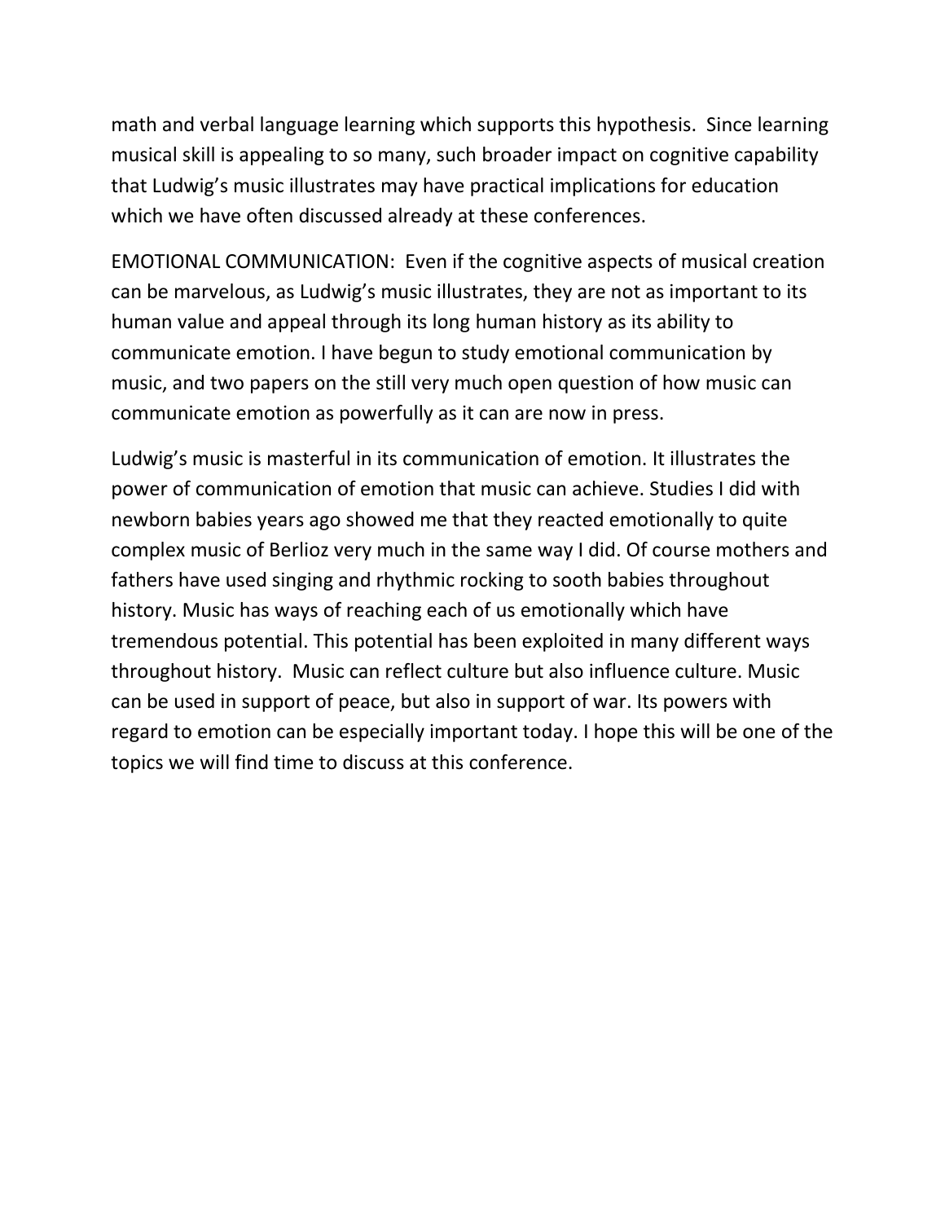math and verbal language learning which supports this hypothesis. Since learning musical skill is appealing to so many, such broader impact on cognitive capability that Ludwig's music illustrates may have practical implications for education which we have often discussed already at these conferences.

EMOTIONAL COMMUNICATION: Even if the cognitive aspects of musical creation can be marvelous, as Ludwig's music illustrates, they are not as important to its human value and appeal through its long human history as its ability to communicate emotion. I have begun to study emotional communication by music, and two papers on the still very much open question of how music can communicate emotion as powerfully as it can are now in press.

Ludwig's music is masterful in its communication of emotion. It illustrates the power of communication of emotion that music can achieve. Studies I did with newborn babies years ago showed me that they reacted emotionally to quite complex music of Berlioz very much in the same way I did. Of course mothers and fathers have used singing and rhythmic rocking to sooth babies throughout history. Music has ways of reaching each of us emotionally which have tremendous potential. This potential has been exploited in many different ways throughout history. Music can reflect culture but also influence culture. Music can be used in support of peace, but also in support of war. Its powers with regard to emotion can be especially important today. I hope this will be one of the topics we will find time to discuss at this conference.